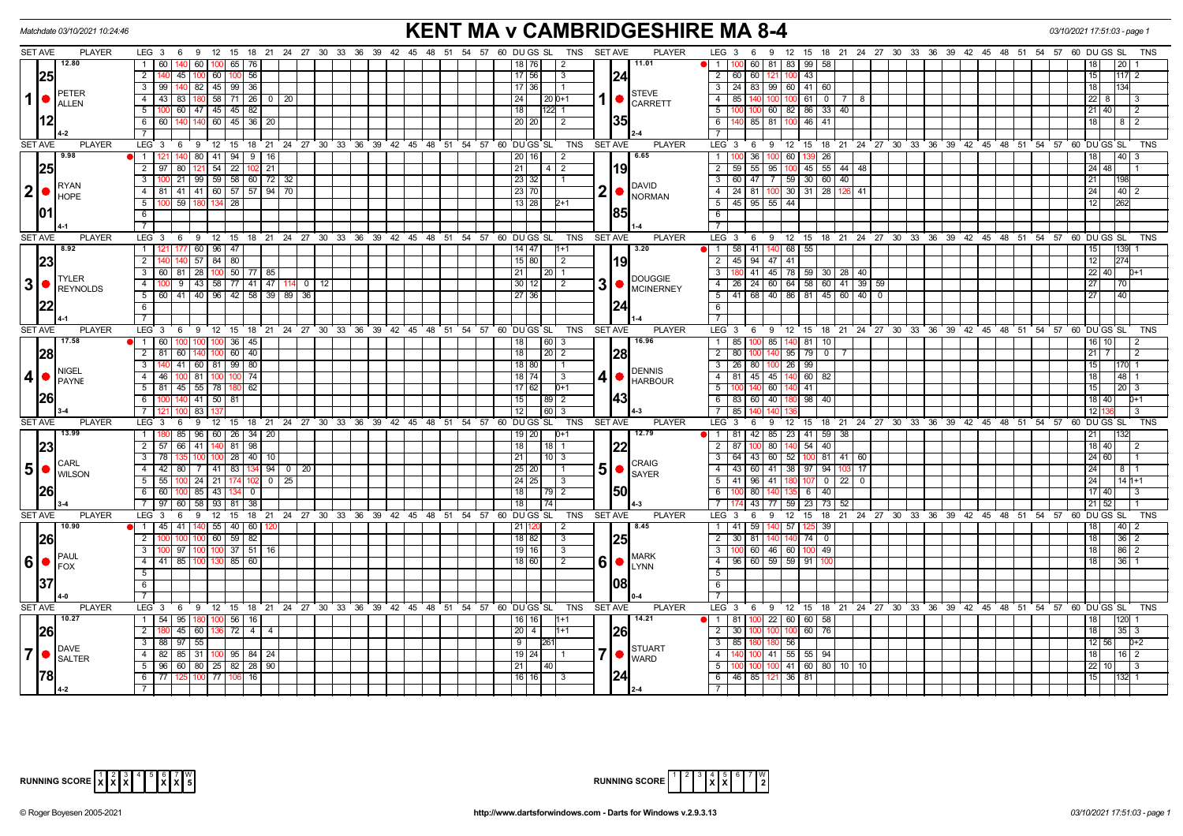Matchdate 03/10/2021 10:24:46

# KENT MA v CAMBRIDGESHIRE MA 8-4

03/10/2021 17:51:03 - page 1

| SET | AVE | PLAYER | LEG 1 | 2 | 3 | 4 | 5 | 6 | 7 | DU | GS | SL | TNS | SET | AVE | PLAYER | LEG 1 | 2 | 3 | 4 | 5 | 6 | 7 | DU | GS | SL | TNS |
|---|---|---|---|---|---|---|---|---|---|---|---|---|---|---|---|---|---|---|---|---|---|---|---|---|---|---|---|
| 1 | 12.80 / 25 / 12 | PETER ALLEN 4-2 | 60 140 60 100 65 76 | 140 45 100 60 100 56 | 99 140 82 45 99 36 | 43 83 180 58 71 26 0 20 | 100 60 47 45 45 82 | 60 140 140 60 45 36 20 | | | | | | 1 | 11.01 / 24 / 35 | STEVE CARRETT 2-4 | 100 60 81 83 99 58 | 60 60 121 100 43 | 24 83 99 60 41 60 | 85 140 100 100 61 0 7 8 | 100 100 60 82 86 33 40 | 140 85 81 100 46 41 | | | | | |

Player 1 (Peter Allen) leg details:

| LEG | DU | GS | SL | TNS |
|---|---|---|---|---|
| 1 | 18 | 76 | | 2 |
| 2 | 17 | 56 | | 3 |
| 3 | 17 | 36 | | 1 |
| 4 | 24 | | 20 | 0+1 |
| 5 | 18 | | 122 | 1 |
| 6 | 20 | 20 | | 2 |

Steve Carrett leg details:

| LEG | DU | GS | SL | TNS |
|---|---|---|---|---|
| 1 | 18 | | 20 | 1 |
| 2 | 15 | | 117 | 2 |
| 3 | 18 | | 134 | |
| 4 | 22 | 8 | | 3 |
| 5 | 21 | 40 | | 2 |
| 6 | 18 | | 8 | 2 |

## Set 2

| Player | AVE | LEG | Scores | DU | GS | SL | TNS |
|---|---|---|---|---|---|---|---|
| RYAN HOPE (4-1) | 9.98 / 25 / 01 | 1 | 121 140 80 41 94 9 16 | 20 | 16 | | 2 |
| | | 2 | 97 80 121 54 22 102 21 | 21 | | 4 | 2 |
| | | 3 | 100 21 99 59 58 60 72 32 | 23 | 32 | | 1 |
| | | 4 | 81 41 41 60 57 57 94 70 | 23 | 70 | | |
| | | 5 | 100 59 180 134 28 | 13 | 28 | | 2+1 |
| DAVID NORMAN (1-4) | 6.65 / 19 / 85 | 1 | 100 36 100 60 139 26 | 18 | | 40 | 3 |
| | | 2 | 59 55 95 100 45 55 44 48 | 24 | 48 | | 1 |
| | | 3 | 60 47 7 59 30 60 40 | 21 | | 198 | |
| | | 4 | 24 81 100 30 31 28 126 41 | 24 | | 40 | 2 |
| | | 5 | 45 95 55 44 | 12 | | 262 | |

## Set 3

| Player | AVE | LEG | Scores | DU | GS | SL | TNS |
|---|---|---|---|---|---|---|---|
| TYLER REYNOLDS (4-1) | 8.92 / 23 / 22 | 1 | 121 177 60 96 47 | 14 | 47 | | 1+1 |
| | | 2 | 140 140 57 84 80 | 15 | 80 | | 2 |
| | | 3 | 60 81 28 100 50 77 85 | 21 | | 20 | 1 |
| | | 4 | 100 9 43 58 77 41 47 114 0 12 | 30 | 12 | | 2 |
| | | 5 | 60 41 40 96 42 58 39 89 36 | 27 | 36 | | |
| DOUGGIE MCINERNEY (1-4) | 3.20 / 19 / 24 | 1 | 58 41 140 68 55 | 15 | | 139 | 1 |
| | | 2 | 45 94 47 41 | 12 | | 274 | |
| | | 3 | 180 41 45 78 59 30 28 40 | 22 | 40 | | 0+1 |
| | | 4 | 26 24 60 64 58 60 41 39 59 | 27 | | 70 | |
| | | 5 | 41 68 40 86 81 45 60 40 0 | 27 | | 40 | |

## Set 4

| Player | AVE | LEG | Scores | DU | GS | SL | TNS |
|---|---|---|---|---|---|---|---|
| NIGEL PAYNE (3-4) | 17.58 / 28 / 26 | 1 | 60 100 100 100 36 45 | 18 | | 60 | 3 |
| | | 2 | 81 60 140 100 60 40 | 18 | | 20 | 2 |
| | | 3 | 140 41 60 81 99 80 | 18 | 80 | | 1 |
| | | 4 | 46 100 81 100 100 74 | 18 | 74 | | 3 |
| | | 5 | 81 45 55 78 180 62 | 17 | 62 | | 0+1 |
| | | 6 | 100 140 41 50 81 | 15 | | 89 | 2 |
| | | 7 | 121 100 83 137 | 12 | | 60 | 3 |
| DENNIS HARBOUR (4-3) | 16.96 / 28 / 43 | 1 | 85 100 85 140 81 10 | 16 | 10 | | 2 |
| | | 2 | 80 100 140 95 79 0 7 | 21 | 7 | | 2 |
| | | 3 | 26 80 100 26 99 | 15 | | 170 | 1 |
| | | 4 | 81 45 45 140 60 82 | 18 | | 48 | 1 |
| | | 5 | 100 140 60 140 41 | 15 | | 20 | 3 |
| | | 6 | 83 60 40 180 98 40 | 18 | 40 | | 0+1 |
| | | 7 | 85 140 140 136 | 12 | 136 | | 3 |

## Set 5

| Player | AVE | LEG | Scores | DU | GS | SL | TNS |
|---|---|---|---|---|---|---|---|
| CARL WILSON (3-4) | 13.99 / 23 / 26 | 1 | 180 85 96 60 26 34 20 | 19 | 20 | | 0+1 |
| | | 2 | 57 66 41 140 81 98 | 18 | | 18 | 1 |
| | | 3 | 78 135 100 100 28 40 10 | 21 | | 10 | 3 |
| | | 4 | 42 80 7 41 83 134 94 0 20 | 25 | 20 | | 1 |
| | | 5 | 55 100 24 21 174 102 0 25 | 24 | 25 | | 3 |
| | | 6 | 60 100 85 43 134 0 | 18 | | 79 | 2 |
| | | 7 | 97 60 58 93 81 38 | 18 | | 74 | |
| CRAIG SAYER (4-3) | 12.79 / 22 / 50 | 1 | 81 42 85 23 41 59 38 | 21 | | 132 | |
| | | 2 | 87 100 80 140 54 40 | 18 | 40 | | 2 |
| | | 3 | 64 43 60 52 100 81 41 60 | 24 | 60 | | 1 |
| | | 4 | 43 60 41 38 97 94 103 17 | 24 | | 8 | 1 |
| | | 5 | 41 96 41 180 107 0 22 0 | 24 | | 14 | 1+1 |
| | | 6 | 100 80 140 135 6 40 | 17 | 40 | | 3 |
| | | 7 | 174 43 77 59 23 73 52 | 21 | 52 | | 1 |

## Set 6

| Player | AVE | LEG | Scores | DU | GS | SL | TNS |
|---|---|---|---|---|---|---|---|
| PAUL FOX (4-0) | 10.90 / 26 / 37 | 1 | 45 41 140 55 40 60 120 | 21 | 120 | | 2 |
| | | 2 | 100 100 100 60 59 82 | 18 | 82 | | 3 |
| | | 3 | 100 97 100 100 37 51 16 | 19 | 16 | | 3 |
| | | 4 | 41 85 100 130 85 60 | 18 | 60 | | 2 |
| MARK LYNN (0-4) | 8.45 / 25 / 08 | 1 | 41 59 140 57 125 39 | 18 | | 40 | 2 |
| | | 2 | 30 81 140 140 74 0 | 18 | | 36 | 2 |
| | | 3 | 100 60 46 60 100 49 | 18 | | 86 | 2 |
| | | 4 | 96 60 59 59 91 100 | 18 | | 36 | 1 |

## Set 7

| Player | AVE | LEG | Scores | DU | GS | SL | TNS |
|---|---|---|---|---|---|---|---|
| DAVE SALTER (4-2) | 10.27 / 26 / 78 | 1 | 54 95 180 100 56 16 | 16 | 16 | | 1+1 |
| | | 2 | 180 45 60 136 72 4 4 | 20 | 4 | | 1+1 |
| | | 3 | 88 97 55 | 9 | | 261 | |
| | | 4 | 82 85 31 100 95 84 24 | 19 | 24 | | 1 |
| | | 5 | 96 60 80 25 82 28 90 | 21 | | 40 | |
| | | 6 | 77 125 100 77 106 16 | 16 | 16 | | 3 |
| STUART WARD (2-4) | 14.21 / 26 / 24 | 1 | 81 100 22 60 60 58 | 18 | | 120 | 1 |
| | | 2 | 30 100 100 100 60 76 | 18 | | 35 | 3 |
| | | 3 | 85 180 180 56 | 12 | 56 | | 0+2 |
| | | 4 | 140 100 41 55 55 94 | 18 | | 16 | 2 |
| | | 5 | 100 100 100 41 60 80 10 10 | 22 | 10 | | 3 |
| | | 6 | 46 85 121 36 81 | 15 | | 132 | 1 |

RUNNING SCORE (Kent): 1 X, 2 X, 3 X, 4 –, 5 –, 6 X, 7 X — W: 5

RUNNING SCORE (Cambridgeshire): 1 –, 2 –, 3 –, 4 X, 5 X, 6 –, 7 – — W: 2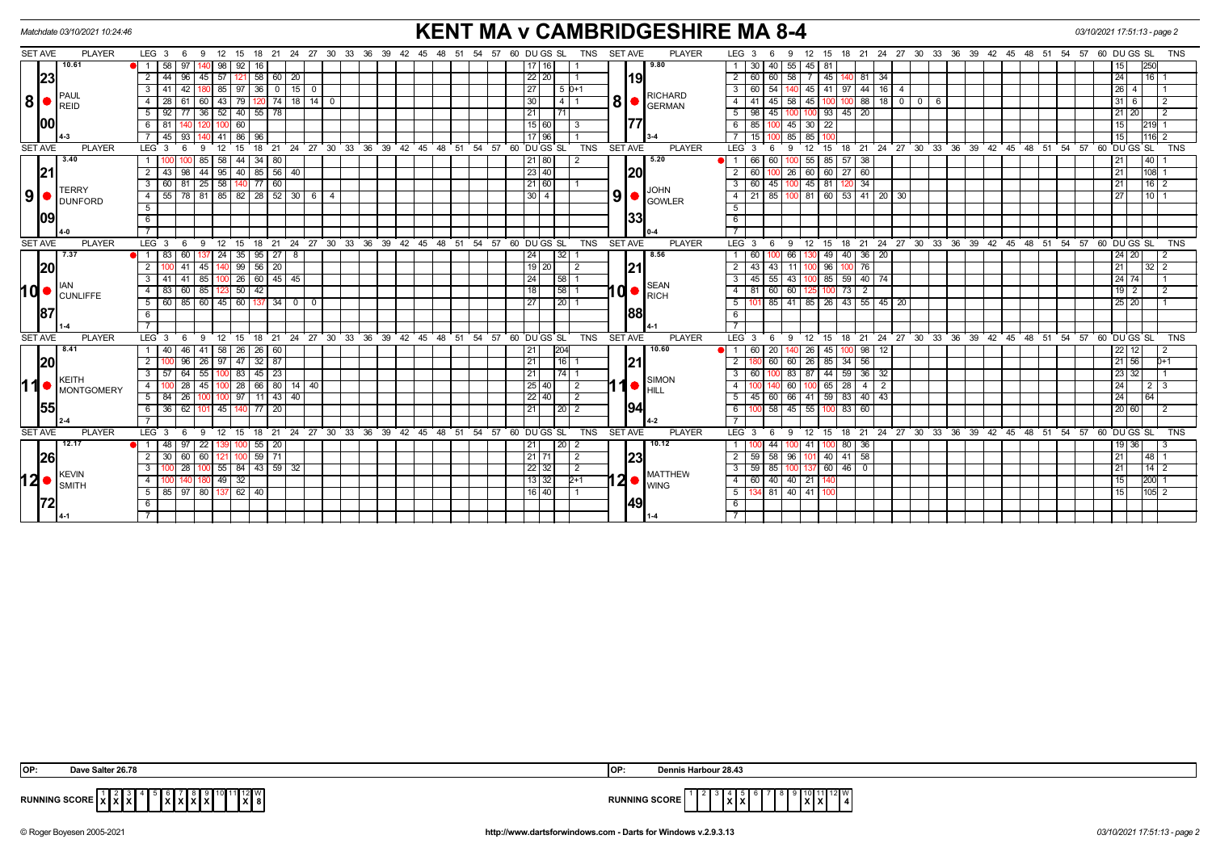Matchdate 03/10/2021 10:24:46

# KENT MA v CAMBRIDGESHIRE MA 8-4

03/10/2021 17:51:13 - page 2

| SET AVE | PLAYER | LEG | 3 | 6 | 9 | 12 | 15 | 18 | 21 | 24 | 27 | 30 | DU | GS | SL | TNS | SET AVE | PLAYER | LEG | 3 | 6 | 9 | 12 | 15 | 18 | 21 | 24 | 27 | 30 | 33 | DU | GS | SL | TNS |
|---|---|---|---|---|---|---|---|---|---|---|---|---|---|---|---|---|---|---|---|---|---|---|---|---|---|---|---|---|---|---|---|---|---|---|
| 10.61 | 8 PAUL REID | 1 | 58 | 97 | 140 | 98 | 92 | 16 | | | | | 17 | 16 | | 1 | 9.80 | 8 RICHARD GERMAN | 1 | 30 | 40 | 55 | 45 | 81 | | | | | | | | 15 | 250 | |
| 23 | | 2 | 44 | 96 | 45 | 57 | 121 | 58 | 60 | 20 | | | | 22 | 20 | 1 | 19 | | 2 | 60 | 60 | 58 | 7 | 45 | 140 | 81 | 34 | | | | | 24 | 16 | 1 |
| | | 3 | 41 | 42 | 180 | 85 | 97 | 36 | 0 | 15 | 0 | | | 27 | | 5 0+1 | | | 3 | 60 | 54 | 140 | 45 | 41 | 97 | 44 | 16 | 4 | | | | 26 | 4 | 1 |
| | | 4 | 28 | 61 | 60 | 43 | 79 | 120 | 74 | 18 | 14 | 0 | | 30 | | 4 1 | | | 4 | 41 | 45 | 58 | 45 | 100 | 100 | 88 | 18 | 0 | 0 | 6 | | 31 | 6 | 2 |
| 00 | | 5 | 92 | 77 | 36 | 52 | 40 | 55 | 78 | | | | | 21 | | 71 | 77 | | 5 | 98 | 45 | 100 | 100 | 93 | 45 | 20 | | | | | | 21 | 20 | 2 |
| | | 6 | 81 | 140 | 120 | 100 | 60 | | | | | | | 15 | 60 | 3 | | | 6 | 85 | 100 | 45 | 30 | 22 | | | | | | | | 15 | 219 | 1 |
| | 4-3 | 7 | 45 | 93 | 140 | 41 | 86 | 96 | | | | | | 17 | 96 | 1 | | 3-4 | 7 | 15 | 100 | 85 | 85 | 100 | | | | | | | | 15 | 116 | 2 |
| 3.40 | 9 TERRY DUNFORD | 1 | 100 | 100 | 85 | 58 | 44 | 34 | 80 | | | | | 21 | 80 | 2 | 5.20 | 9 JOHN GOWLER | 1 | 66 | 60 | 100 | 55 | 85 | 57 | 38 | | | | | | 21 | 40 | 1 |
| 21 | | 2 | 43 | 98 | 44 | 95 | 40 | 85 | 56 | 40 | | | | 23 | 40 | | 20 | | 2 | 60 | 100 | 26 | 60 | 60 | 27 | 60 | | | | | | 21 | 108 | 1 |
| | | 3 | 60 | 81 | 25 | 58 | 140 | 77 | 60 | | | | | 21 | 60 | 1 | | | 3 | 60 | 45 | 100 | 45 | 81 | 120 | 34 | | | | | | 21 | 16 | 2 |
| | | 4 | 55 | 78 | 81 | 85 | 82 | 28 | 52 | 30 | 6 | 4 | | 30 | 4 | | | | 4 | 21 | 85 | 100 | 81 | 60 | 53 | 41 | 20 | 30 | | | | 27 | 10 | 1 |
| 09 | 4-0 | | | | | | | | | | | | | | | | 33 | 0-4 | | | | | | | | | | | | | | | | |
| 7.37 | 10 IAN CUNLIFFE | 1 | 83 | 60 | 137 | 24 | 35 | 95 | 27 | 8 | | | | 24 | | 32 1 | 8.56 | 10 SEAN RICH | 1 | 60 | 100 | 66 | 130 | 49 | 40 | 36 | 20 | | | | | 24 | 20 | 2 |
| 20 | | 2 | 100 | 41 | 45 | 140 | 99 | 56 | 20 | | | | | 19 | 20 | 2 | 21 | | 2 | 43 | 43 | 11 | 100 | 96 | 100 | 76 | | | | | | 21 | 32 | 2 |
| | | 3 | 41 | 41 | 85 | 100 | 26 | 60 | 45 | 45 | | | | 24 | | 58 1 | | | 3 | 45 | 55 | 43 | 100 | 85 | 59 | 40 | 74 | | | | | 24 | 74 | 1 |
| | | 4 | 83 | 60 | 85 | 123 | 50 | 42 | | | | | | 18 | | 58 1 | | | 4 | 81 | 60 | 60 | 125 | 100 | 73 | 2 | | | | | | 19 | 2 | 2 |
| 87 | 1-4 | 5 | 60 | 85 | 60 | 45 | 60 | 137 | 34 | 0 | 0 | | | 27 | | 20 1 | 88 | 4-1 | 5 | 101 | 85 | 41 | 85 | 26 | 43 | 55 | 45 | 20 | | | | 25 | 20 | 1 |
| 8.41 | 11 KEITH MONTGOMERY | 1 | 40 | 46 | 41 | 58 | 26 | 26 | 60 | | | | | 21 | | 204 | 10.60 | 11 SIMON HILL | 1 | 60 | 20 | 140 | 26 | 45 | 100 | 98 | 12 | | | | | 22 | 12 | 2 |
| 20 | | 2 | 100 | 96 | 26 | 97 | 47 | 32 | 87 | | | | | 21 | | 16 1 | 21 | | 2 | 180 | 60 | 60 | 26 | 85 | 34 | 56 | | | | | | 21 | 56 | 0+1 |
| | | 3 | 57 | 64 | 55 | 100 | 83 | 45 | 23 | | | | | 21 | | 74 1 | | | 3 | 60 | 100 | 83 | 87 | 44 | 59 | 36 | 32 | | | | | 23 | 32 | 1 |
| | | 4 | 100 | 28 | 45 | 100 | 28 | 66 | 80 | 14 | 40 | | | 25 | 40 | 2 | | | 4 | 100 | 140 | 60 | 100 | 65 | 28 | 4 | 2 | | | | | 24 | | 2 3 |
| 55 | | 5 | 84 | 26 | 100 | 100 | 97 | 11 | 43 | 40 | | | | 22 | 40 | 2 | 94 | | 5 | 45 | 60 | 66 | 41 | 59 | 83 | 40 | 43 | | | | | 24 | | 64 |
| | 2-4 | 6 | 36 | 62 | 101 | 45 | 140 | 77 | 20 | | | | | 21 | | 20 2 | | 4-2 | 6 | 100 | 58 | 45 | 55 | 100 | 83 | 60 | | | | | | 20 | 60 | 2 |
| 12.17 | 12 KEVIN SMITH | 1 | 48 | 97 | 22 | 139 | 100 | 55 | 20 | | | | | 21 | | 20 2 | 10.12 | 12 MATTHEW WING | 1 | 100 | 44 | 100 | 41 | 100 | 80 | 36 | | | | | | 19 | 36 | 3 |
| 26 | | 2 | 30 | 60 | 60 | 121 | 100 | 59 | 71 | | | | | 21 | 71 | 2 | 23 | | 2 | 59 | 58 | 96 | 101 | 40 | 41 | 58 | | | | | | 21 | 48 | 1 |
| | | 3 | 100 | 28 | 100 | 55 | 84 | 43 | 59 | 32 | | | | 22 | 32 | 2 | | | 3 | 59 | 85 | 100 | 137 | 60 | 46 | 0 | | | | | | 21 | 14 | 2 |
| | | 4 | 100 | 140 | 180 | 49 | 32 | | | | | | | 13 | 32 | 2+1 | | | 4 | 60 | 40 | 40 | 21 | 140 | | | | | | | | 15 | 200 | 1 |
| 72 | 4-1 | 5 | 85 | 97 | 80 | 137 | 62 | 40 | | | | | | 16 | 40 | 1 | 49 | 1-4 | 5 | 134 | 81 | 40 | 41 | 100 | | | | | | | | 15 | 105 | 2 |

OP: Dave Salter 26.78

OP: Dennis Harbour 28.43

RUNNING SCORE (Kent): 1 X, 2 X, 3 X, 6 X, 7 X, 8 X, 9 X, 12 X — W 8

RUNNING SCORE (Cambridgeshire): 4 X, 5 X, 10 X, 11 X — W 4

© Roger Boyesen 2005-2021 — http://www.dartsforwindows.com - Darts for Windows v.2.9.3.13 — 03/10/2021 17:51:13 - page 2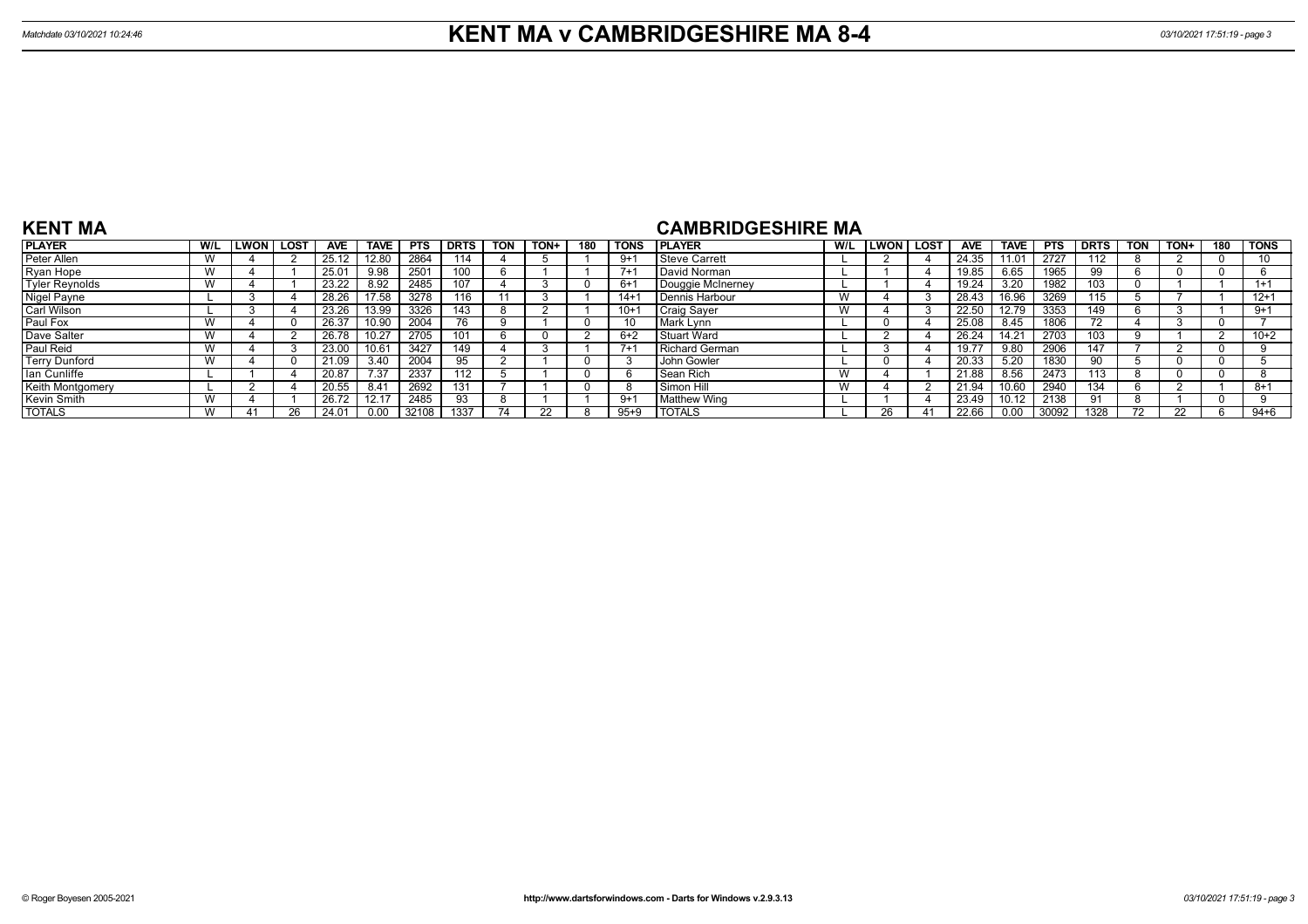# KENT MA v CAMBRIDGESHIRE MA 8-4

Matchdate 03/10/2021 10:24:46

## KENT MA

| PLAYER | W/L | LWON | LOST | AVE | TAVE | PTS | DRTS | TON | TON+ | 180 | TONS |
|---|---|---|---|---|---|---|---|---|---|---|---|
| Peter Allen | W | 4 | 2 | 25.12 | 12.80 | 2864 | 114 | 4 | 5 | 1 | 9+1 |
| Ryan Hope | W | 4 | 1 | 25.01 | 9.98 | 2501 | 100 | 6 | 1 | 1 | 7+1 |
| Tyler Reynolds | W | 4 | 1 | 23.22 | 8.92 | 2485 | 107 | 4 | 3 | 0 | 6+1 |
| Nigel Payne | L | 3 | 4 | 28.26 | 17.58 | 3278 | 116 | 11 | 3 | 1 | 14+1 |
| Carl Wilson | L | 3 | 4 | 23.26 | 13.99 | 3326 | 143 | 8 | 2 | 1 | 10+1 |
| Paul Fox | W | 4 | 0 | 26.37 | 10.90 | 2004 | 76 | 9 | 1 | 0 | 10 |
| Dave Salter | W | 4 | 2 | 26.78 | 10.27 | 2705 | 101 | 6 | 0 | 2 | 6+2 |
| Paul Reid | W | 4 | 3 | 23.00 | 10.61 | 3427 | 149 | 4 | 3 | 1 | 7+1 |
| Terry Dunford | W | 4 | 0 | 21.09 | 3.40 | 2004 | 95 | 2 | 1 | 0 | 3 |
| Ian Cunliffe | L | 1 | 4 | 20.87 | 7.37 | 2337 | 112 | 5 | 1 | 0 | 6 |
| Keith Montgomery | L | 2 | 4 | 20.55 | 8.41 | 2692 | 131 | 7 | 1 | 0 | 8 |
| Kevin Smith | W | 4 | 1 | 26.72 | 12.17 | 2485 | 93 | 8 | 1 | 1 | 9+1 |
| TOTALS | W | 41 | 26 | 24.01 | 0.00 | 32108 | 1337 | 74 | 22 | 8 | 95+9 |

## CAMBRIDGESHIRE MA

| PLAYER | W/L | LWON | LOST | AVE | TAVE | PTS | DRTS | TON | TON+ | 180 | TONS |
|---|---|---|---|---|---|---|---|---|---|---|---|
| Steve Carrett | L | 2 | 4 | 24.35 | 11.01 | 2727 | 112 | 8 | 2 | 0 | 10 |
| David Norman | L | 1 | 4 | 19.85 | 6.65 | 1965 | 99 | 6 | 0 | 0 | 6 |
| Douggie McInerney | L | 1 | 4 | 19.24 | 3.20 | 1982 | 103 | 0 | 1 | 1 | 1+1 |
| Dennis Harbour | W | 4 | 3 | 28.43 | 16.96 | 3269 | 115 | 5 | 7 | 1 | 12+1 |
| Craig Sayer | W | 4 | 3 | 22.50 | 12.79 | 3353 | 149 | 6 | 3 | 1 | 9+1 |
| Mark Lynn | L | 0 | 4 | 25.08 | 8.45 | 1806 | 72 | 4 | 3 | 0 | 7 |
| Stuart Ward | L | 2 | 4 | 26.24 | 14.21 | 2703 | 103 | 9 | 1 | 2 | 10+2 |
| Richard German | L | 3 | 4 | 19.77 | 9.80 | 2906 | 147 | 7 | 2 | 0 | 9 |
| John Gowler | L | 0 | 4 | 20.33 | 5.20 | 1830 | 90 | 5 | 0 | 0 | 5 |
| Sean Rich | W | 4 | 1 | 21.88 | 8.56 | 2473 | 113 | 8 | 0 | 0 | 8 |
| Simon Hill | W | 4 | 2 | 21.94 | 10.60 | 2940 | 134 | 6 | 2 | 1 | 8+1 |
| Matthew Wing | L | 1 | 4 | 23.49 | 10.12 | 2138 | 91 | 8 | 1 | 0 | 9 |
| TOTALS | L | 26 | 41 | 22.66 | 0.00 | 30092 | 1328 | 72 | 22 | 6 | 94+6 |